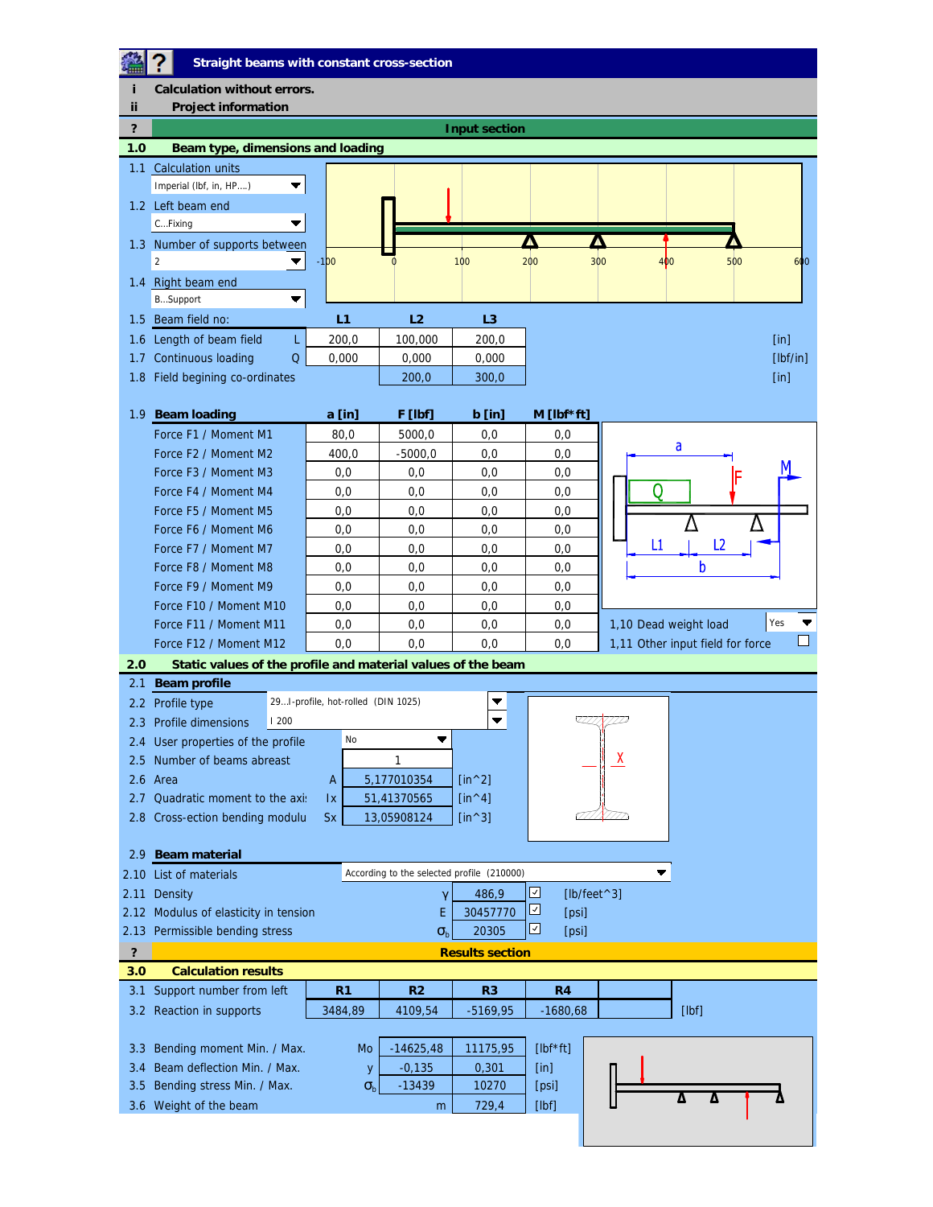# Straight beams with constant cross-section

i Calculation without errors.

ii Project information

## ? Input section

### 1.0 Beam type, dimensions and loading

1.1 Calculation units: Imperial (lbf, in, HP....)

1.2 Left beam end: C...Fixing

1.3 Number of supports between: 2

1.4 Right beam end: B...Support

| | | | L1 | L2 | L3 | |
|---|---|---|---|---|---|---|
| 1.5 | Beam field no: | | L1 | L2 | L3 | |
| 1.6 | Length of beam field | L | 200,0 | 100,000 | 200,0 | [in] |
| 1.7 | Continuous loading | Q | 0,000 | 0,000 | 0,000 | [lbf/in] |
| 1.8 | Field begining co-ordinates | | | 200,0 | 300,0 | [in] |

| 1.9 | Beam loading | a [in] | F [lbf] | b [in] | M [lbf*ft] |
|---|---|---|---|---|---|
| | Force F1 / Moment M1 | 80,0 | 5000,0 | 0,0 | 0,0 |
| | Force F2 / Moment M2 | 400,0 | -5000,0 | 0,0 | 0,0 |
| | Force F3 / Moment M3 | 0,0 | 0,0 | 0,0 | 0,0 |
| | Force F4 / Moment M4 | 0,0 | 0,0 | 0,0 | 0,0 |
| | Force F5 / Moment M5 | 0,0 | 0,0 | 0,0 | 0,0 |
| | Force F6 / Moment M6 | 0,0 | 0,0 | 0,0 | 0,0 |
| | Force F7 / Moment M7 | 0,0 | 0,0 | 0,0 | 0,0 |
| | Force F8 / Moment M8 | 0,0 | 0,0 | 0,0 | 0,0 |
| | Force F9 / Moment M9 | 0,0 | 0,0 | 0,0 | 0,0 |
| | Force F10 / Moment M10 | 0,0 | 0,0 | 0,0 | 0,0 |
| | Force F11 / Moment M11 | 0,0 | 0,0 | 0,0 | 0,0 |
| | Force F12 / Moment M12 | 0,0 | 0,0 | 0,0 | 0,0 |

1,10 Dead weight load: Yes

1,11 Other input field for force: ☐

### 2.0 Static values of the profile and material values of the beam

2.1 **Beam profile**

| | | | | |
|---|---|---|---|---|
| 2.2 | Profile type | | 29...I-profile, hot-rolled (DIN 1025) | |
| 2.3 | Profile dimensions | | I 200 | |
| 2.4 | User properties of the profile | | No | |
| 2.5 | Number of beams abreast | | 1 | |
| 2.6 | Area | A | 5,177010354 | [in^2] |
| 2.7 | Quadratic moment to the axis | Ix | 51,41370565 | [in^4] |
| 2.8 | Cross-ection bending modulus | Sx | 13,05908124 | [in^3] |

2.9 **Beam material**

| | | | | | |
|---|---|---|---|---|---|
| 2.10 | List of materials | | According to the selected profile (210000) | | |
| 2.11 | Density | γ | 486,9 | ☑ | [lb/feet^3] |
| 2.12 | Modulus of elasticity in tension | E | 30457770 | ☑ | [psi] |
| 2.13 | Permissible bending stress | $\sigma_b$ | 20305 | ☑ | [psi] |

## ? Results section

### 3.0 Calculation results

| | | R1 | R2 | R3 | R4 | | |
|---|---|---|---|---|---|---|---|
| 3.1 | Support number from left | R1 | R2 | R3 | R4 | | |
| 3.2 | Reaction in supports | 3484,89 | 4109,54 | -5169,95 | -1680,68 | | [lbf] |

| | | | Min. | Max. | |
|---|---|---|---|---|---|
| 3.3 | Bending moment Min. / Max. | Mo | -14625,48 | 11175,95 | [lbf*ft] |
| 3.4 | Beam deflection Min. / Max. | y | -0,135 | 0,301 | [in] |
| 3.5 | Bending stress Min. / Max. | $\sigma_b$ | -13439 | 10270 | [psi] |
| 3.6 | Weight of the beam | m | | 729,4 | [lbf] |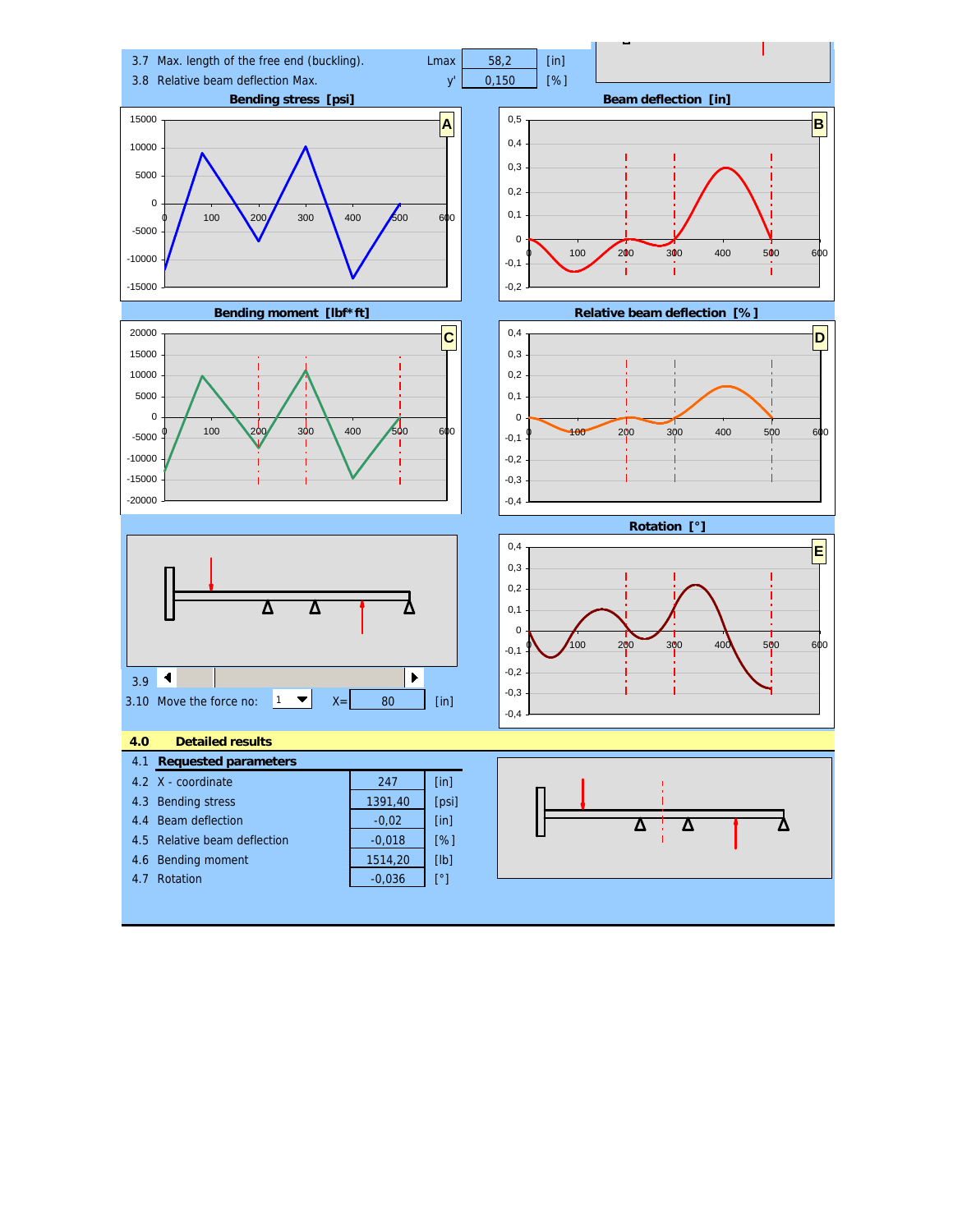| | | | |
|---|---|---|---|
| 3.7 | Max. length of the free end (buckling). | Lmax | 58,2 | [in] |
| 3.8 | Relative beam deflection Max. | y' | 0,150 | [%] |

**Bending stress [psi]**

A

15000
10000
5000
0
-5000
-10000
-15000
0 100 200 300 400 500 600

**Beam deflection [in]**

B

0,5
0,4
0,3
0,2
0,1
0
-0,1
-0,2
0 100 200 300 400 500 600

**Bending moment [lbf*ft]**

C

20000
15000
10000
5000
0
-5000
-10000
-15000
-20000
0 100 200 300 400 500 600

**Relative beam deflection [%]**

D

0,4
0,3
0,2
0,1
0
-0,1
-0,2
-0,3
-0,4
0 100 200 300 400 500 600

**Rotation [°]**

E

0,4
0,3
0,2
0,1
0
-0,1
-0,2
-0,3
-0,4
0 100 200 300 400 500 600

3.9

3.10 Move the force no: 1 X= 80 [in]

## 4.0 Detailed results

### 4.1 Requested parameters

| | | | |
|---|---|---|---|
| 4.2 | X - coordinate | 247 | [in] |
| 4.3 | Bending stress | 1391,40 | [psi] |
| 4.4 | Beam deflection | -0,02 | [in] |
| 4.5 | Relative beam deflection | -0,018 | [%] |
| 4.6 | Bending moment | 1514,20 | [lb] |
| 4.7 | Rotation | -0,036 | [°] |